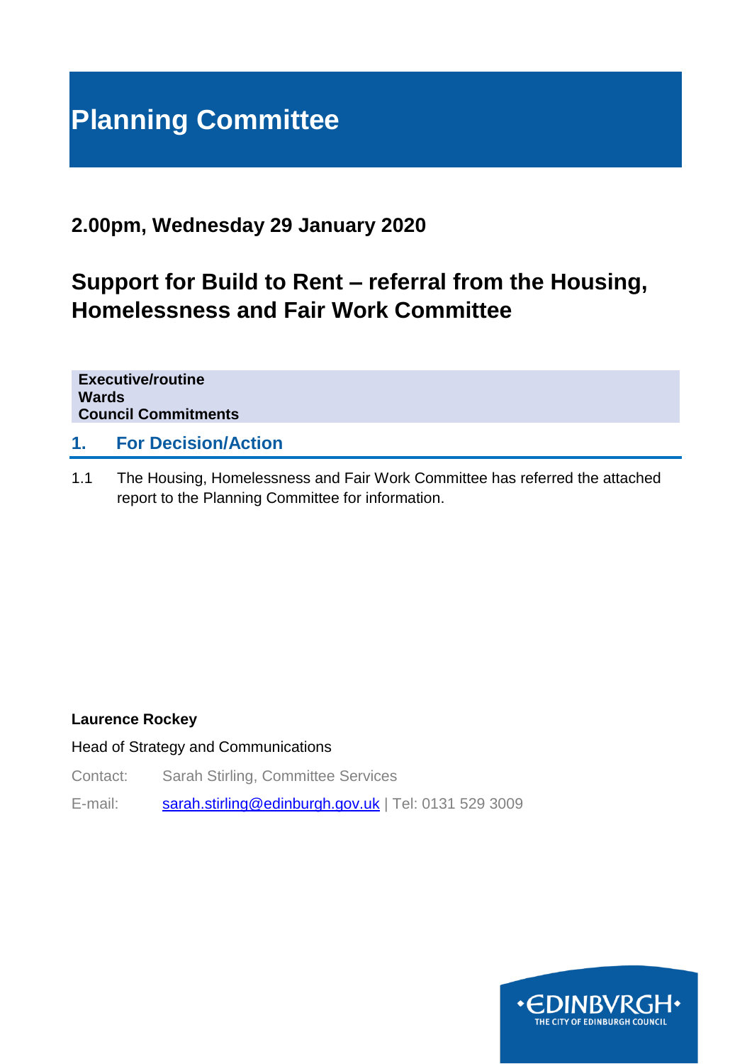# Planning Committee

## 2.00pm, Wednesday 29 January 2020

## Support for Build to Rent – referral from the Housing, Homelessness and Fair Work Committee

**Executive/routine**
**Wards**
**Council Commitments**

### 1. For Decision/Action

1.1 The Housing, Homelessness and Fair Work Committee has referred the attached report to the Planning Committee for information.

**Laurence Rockey**

Head of Strategy and Communications

Contact: Sarah Stirling, Committee Services

E-mail: sarah.stirling@edinburgh.gov.uk | Tel: 0131 529 3009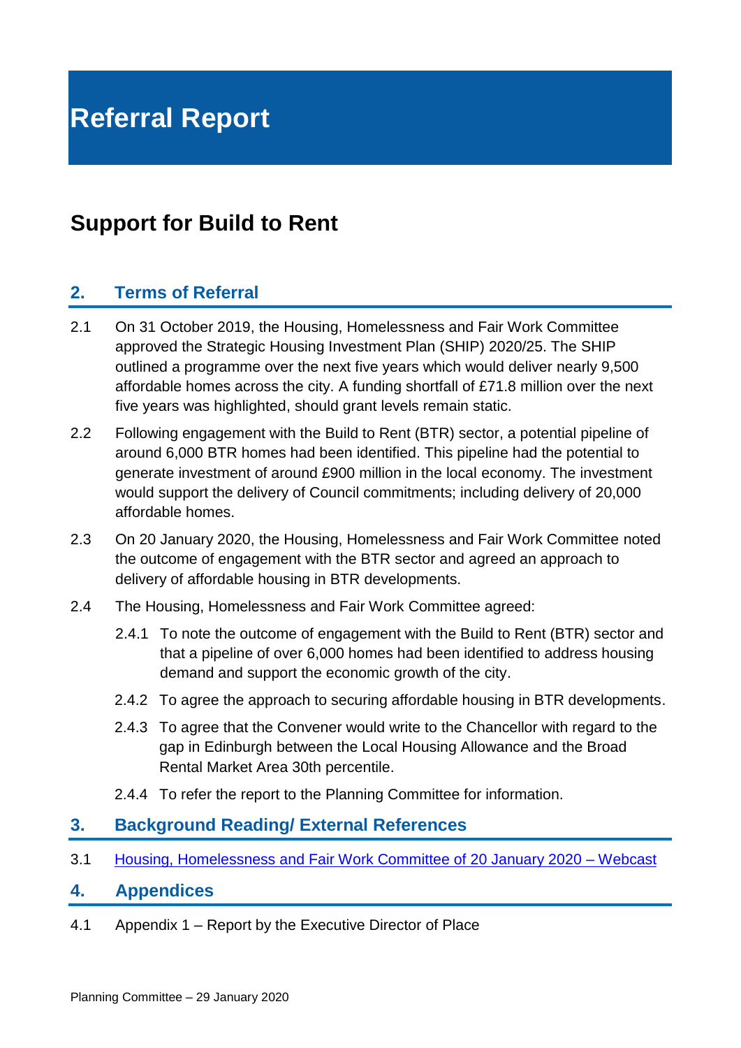# Referral Report

## Support for Build to Rent

### 2. Terms of Referral

2.1 On 31 October 2019, the Housing, Homelessness and Fair Work Committee approved the Strategic Housing Investment Plan (SHIP) 2020/25. The SHIP outlined a programme over the next five years which would deliver nearly 9,500 affordable homes across the city. A funding shortfall of £71.8 million over the next five years was highlighted, should grant levels remain static.

2.2 Following engagement with the Build to Rent (BTR) sector, a potential pipeline of around 6,000 BTR homes had been identified. This pipeline had the potential to generate investment of around £900 million in the local economy. The investment would support the delivery of Council commitments; including delivery of 20,000 affordable homes.

2.3 On 20 January 2020, the Housing, Homelessness and Fair Work Committee noted the outcome of engagement with the BTR sector and agreed an approach to delivery of affordable housing in BTR developments.

2.4 The Housing, Homelessness and Fair Work Committee agreed:

2.4.1 To note the outcome of engagement with the Build to Rent (BTR) sector and that a pipeline of over 6,000 homes had been identified to address housing demand and support the economic growth of the city.

2.4.2 To agree the approach to securing affordable housing in BTR developments.

2.4.3 To agree that the Convener would write to the Chancellor with regard to the gap in Edinburgh between the Local Housing Allowance and the Broad Rental Market Area 30th percentile.

2.4.4 To refer the report to the Planning Committee for information.

### 3. Background Reading/ External References

3.1 Housing, Homelessness and Fair Work Committee of 20 January 2020 – Webcast

### 4. Appendices

4.1 Appendix 1 – Report by the Executive Director of Place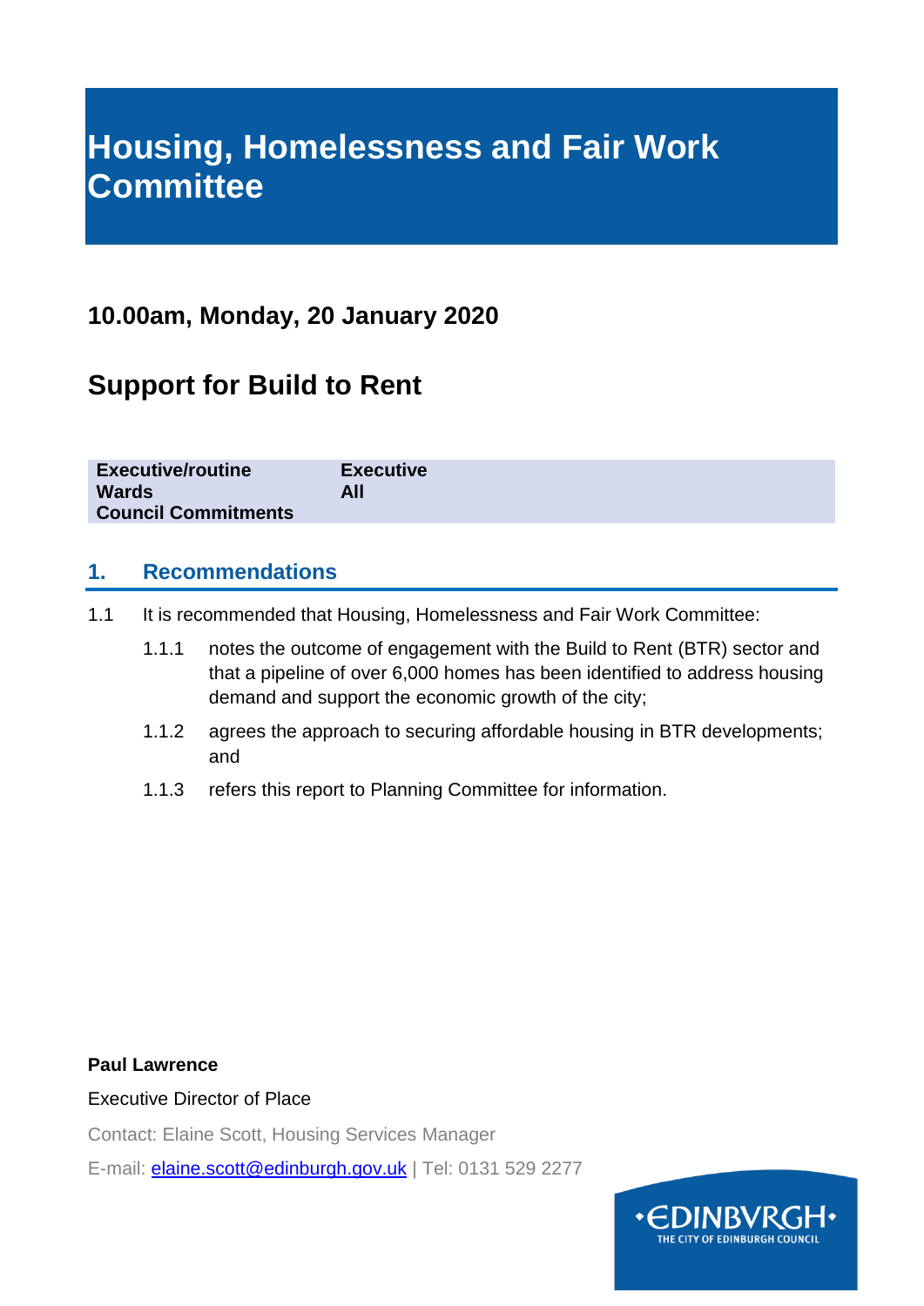# Housing, Homelessness and Fair Work Committee

## 10.00am, Monday, 20 January 2020

## Support for Build to Rent

| | |
|---|---|
| **Executive/routine** | **Executive** |
| **Wards** | **All** |
| **Council Commitments** | |

## 1. Recommendations

1.1 It is recommended that Housing, Homelessness and Fair Work Committee:

- 1.1.1 notes the outcome of engagement with the Build to Rent (BTR) sector and that a pipeline of over 6,000 homes has been identified to address housing demand and support the economic growth of the city;
- 1.1.2 agrees the approach to securing affordable housing in BTR developments; and
- 1.1.3 refers this report to Planning Committee for information.

**Paul Lawrence**

Executive Director of Place

Contact: Elaine Scott, Housing Services Manager

E-mail: elaine.scott@edinburgh.gov.uk | Tel: 0131 529 2277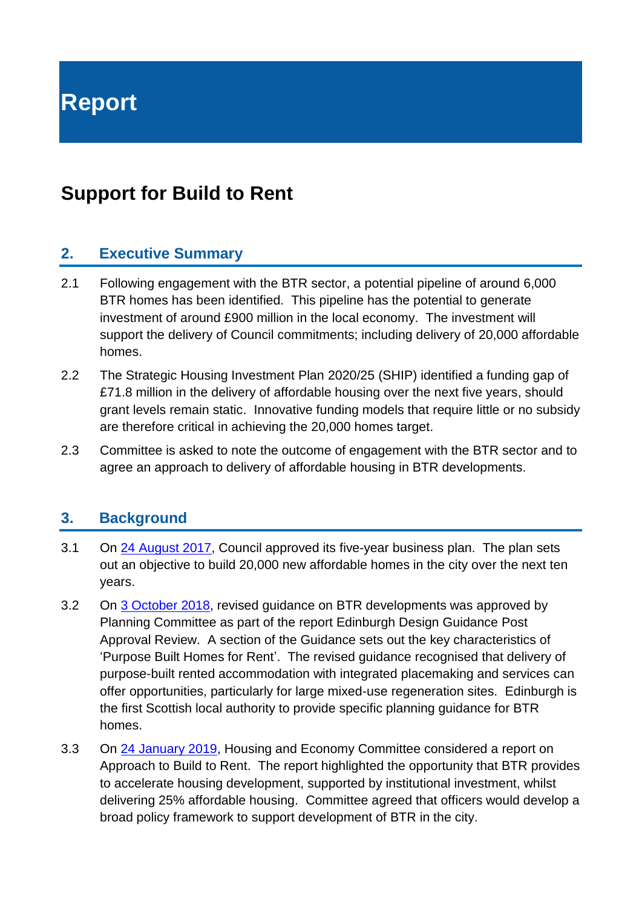# Report

## Support for Build to Rent

### 2. Executive Summary

2.1 Following engagement with the BTR sector, a potential pipeline of around 6,000 BTR homes has been identified. This pipeline has the potential to generate investment of around £900 million in the local economy. The investment will support the delivery of Council commitments; including delivery of 20,000 affordable homes.

2.2 The Strategic Housing Investment Plan 2020/25 (SHIP) identified a funding gap of £71.8 million in the delivery of affordable housing over the next five years, should grant levels remain static. Innovative funding models that require little or no subsidy are therefore critical in achieving the 20,000 homes target.

2.3 Committee is asked to note the outcome of engagement with the BTR sector and to agree an approach to delivery of affordable housing in BTR developments.

### 3. Background

3.1 On 24 August 2017, Council approved its five-year business plan. The plan sets out an objective to build 20,000 new affordable homes in the city over the next ten years.

3.2 On 3 October 2018, revised guidance on BTR developments was approved by Planning Committee as part of the report Edinburgh Design Guidance Post Approval Review. A section of the Guidance sets out the key characteristics of 'Purpose Built Homes for Rent'. The revised guidance recognised that delivery of purpose-built rented accommodation with integrated placemaking and services can offer opportunities, particularly for large mixed-use regeneration sites. Edinburgh is the first Scottish local authority to provide specific planning guidance for BTR homes.

3.3 On 24 January 2019, Housing and Economy Committee considered a report on Approach to Build to Rent. The report highlighted the opportunity that BTR provides to accelerate housing development, supported by institutional investment, whilst delivering 25% affordable housing. Committee agreed that officers would develop a broad policy framework to support development of BTR in the city.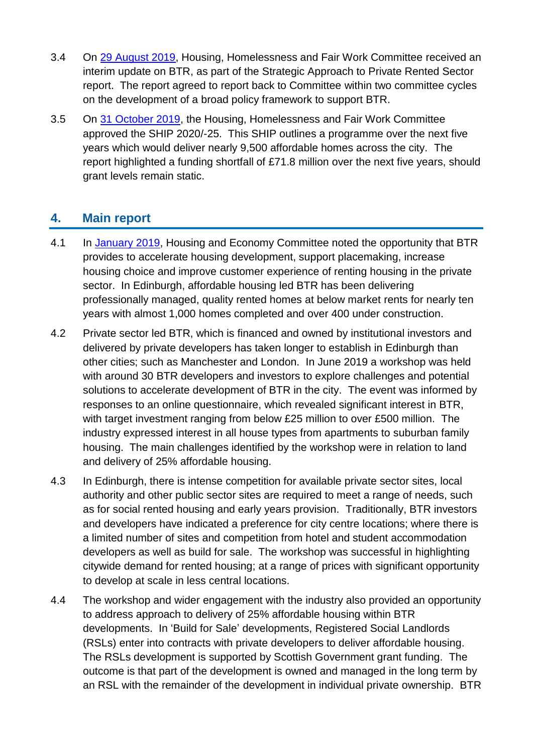3.4 On [29 August 2019](#), Housing, Homelessness and Fair Work Committee received an interim update on BTR, as part of the Strategic Approach to Private Rented Sector report. The report agreed to report back to Committee within two committee cycles on the development of a broad policy framework to support BTR.

3.5 On [31 October 2019](#), the Housing, Homelessness and Fair Work Committee approved the SHIP 2020/-25. This SHIP outlines a programme over the next five years which would deliver nearly 9,500 affordable homes across the city. The report highlighted a funding shortfall of £71.8 million over the next five years, should grant levels remain static.

## 4. Main report

4.1 In [January 2019](#), Housing and Economy Committee noted the opportunity that BTR provides to accelerate housing development, support placemaking, increase housing choice and improve customer experience of renting housing in the private sector. In Edinburgh, affordable housing led BTR has been delivering professionally managed, quality rented homes at below market rents for nearly ten years with almost 1,000 homes completed and over 400 under construction.

4.2 Private sector led BTR, which is financed and owned by institutional investors and delivered by private developers has taken longer to establish in Edinburgh than other cities; such as Manchester and London. In June 2019 a workshop was held with around 30 BTR developers and investors to explore challenges and potential solutions to accelerate development of BTR in the city. The event was informed by responses to an online questionnaire, which revealed significant interest in BTR, with target investment ranging from below £25 million to over £500 million. The industry expressed interest in all house types from apartments to suburban family housing. The main challenges identified by the workshop were in relation to land and delivery of 25% affordable housing.

4.3 In Edinburgh, there is intense competition for available private sector sites, local authority and other public sector sites are required to meet a range of needs, such as for social rented housing and early years provision. Traditionally, BTR investors and developers have indicated a preference for city centre locations; where there is a limited number of sites and competition from hotel and student accommodation developers as well as build for sale. The workshop was successful in highlighting citywide demand for rented housing; at a range of prices with significant opportunity to develop at scale in less central locations.

4.4 The workshop and wider engagement with the industry also provided an opportunity to address approach to delivery of 25% affordable housing within BTR developments. In 'Build for Sale' developments, Registered Social Landlords (RSLs) enter into contracts with private developers to deliver affordable housing. The RSLs development is supported by Scottish Government grant funding. The outcome is that part of the development is owned and managed in the long term by an RSL with the remainder of the development in individual private ownership. BTR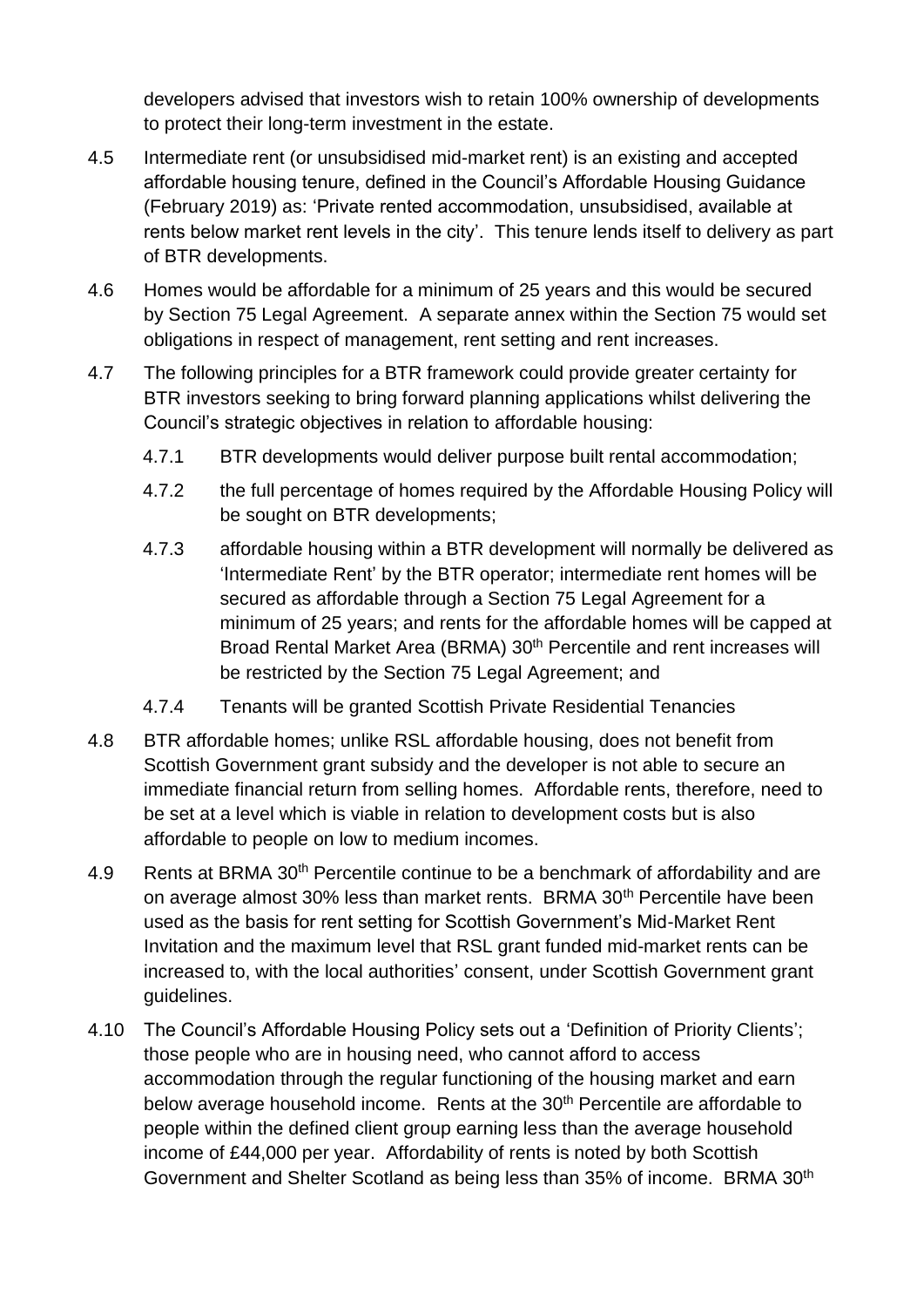developers advised that investors wish to retain 100% ownership of developments to protect their long-term investment in the estate.

4.5 Intermediate rent (or unsubsidised mid-market rent) is an existing and accepted affordable housing tenure, defined in the Council's Affordable Housing Guidance (February 2019) as: 'Private rented accommodation, unsubsidised, available at rents below market rent levels in the city'. This tenure lends itself to delivery as part of BTR developments.

4.6 Homes would be affordable for a minimum of 25 years and this would be secured by Section 75 Legal Agreement. A separate annex within the Section 75 would set obligations in respect of management, rent setting and rent increases.

4.7 The following principles for a BTR framework could provide greater certainty for BTR investors seeking to bring forward planning applications whilst delivering the Council's strategic objectives in relation to affordable housing:

4.7.1 BTR developments would deliver purpose built rental accommodation;

4.7.2 the full percentage of homes required by the Affordable Housing Policy will be sought on BTR developments;

4.7.3 affordable housing within a BTR development will normally be delivered as 'Intermediate Rent' by the BTR operator; intermediate rent homes will be secured as affordable through a Section 75 Legal Agreement for a minimum of 25 years; and rents for the affordable homes will be capped at Broad Rental Market Area (BRMA) 30th Percentile and rent increases will be restricted by the Section 75 Legal Agreement; and

4.7.4 Tenants will be granted Scottish Private Residential Tenancies

4.8 BTR affordable homes; unlike RSL affordable housing, does not benefit from Scottish Government grant subsidy and the developer is not able to secure an immediate financial return from selling homes. Affordable rents, therefore, need to be set at a level which is viable in relation to development costs but is also affordable to people on low to medium incomes.

4.9 Rents at BRMA 30th Percentile continue to be a benchmark of affordability and are on average almost 30% less than market rents. BRMA 30th Percentile have been used as the basis for rent setting for Scottish Government's Mid-Market Rent Invitation and the maximum level that RSL grant funded mid-market rents can be increased to, with the local authorities' consent, under Scottish Government grant guidelines.

4.10 The Council's Affordable Housing Policy sets out a 'Definition of Priority Clients'; those people who are in housing need, who cannot afford to access accommodation through the regular functioning of the housing market and earn below average household income. Rents at the 30th Percentile are affordable to people within the defined client group earning less than the average household income of £44,000 per year. Affordability of rents is noted by both Scottish Government and Shelter Scotland as being less than 35% of income. BRMA 30th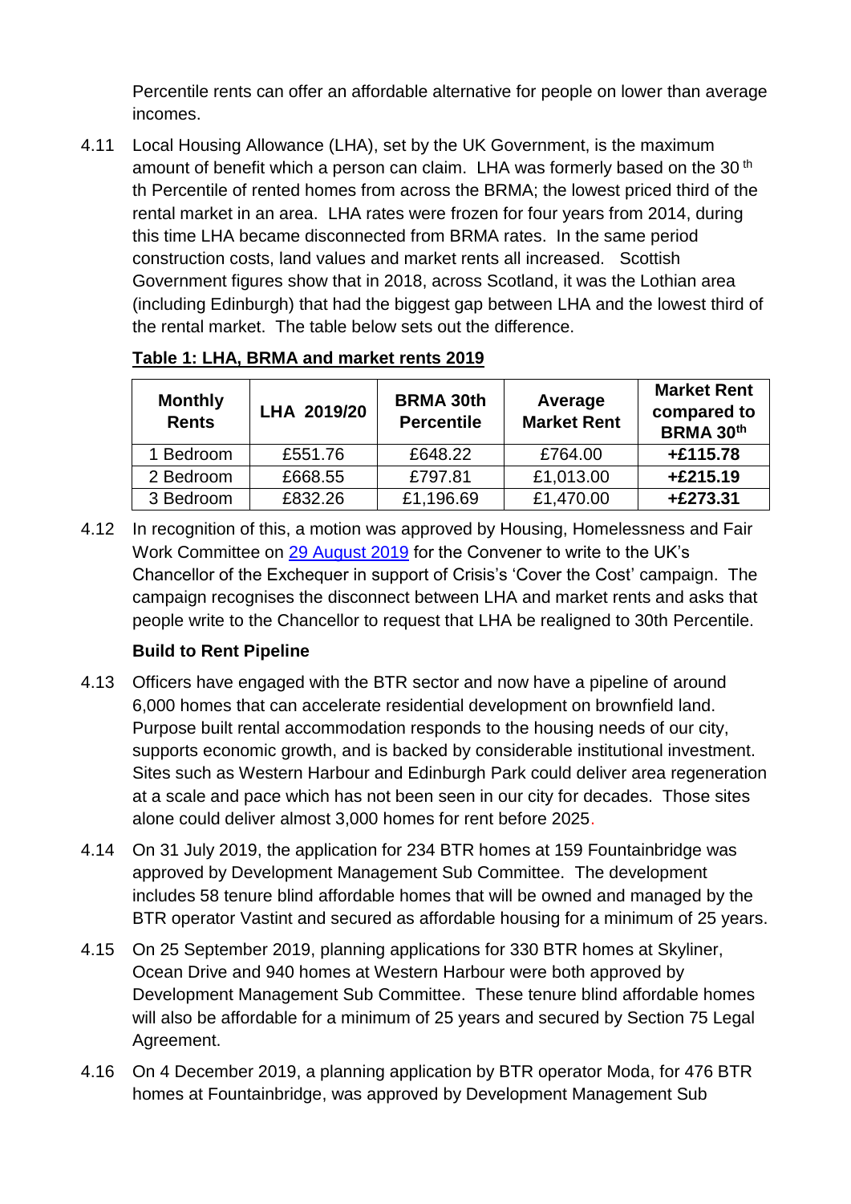Percentile rents can offer an affordable alternative for people on lower than average incomes.

4.11 Local Housing Allowance (LHA), set by the UK Government, is the maximum amount of benefit which a person can claim. LHA was formerly based on the 30 th th Percentile of rented homes from across the BRMA; the lowest priced third of the rental market in an area. LHA rates were frozen for four years from 2014, during this time LHA became disconnected from BRMA rates. In the same period construction costs, land values and market rents all increased. Scottish Government figures show that in 2018, across Scotland, it was the Lothian area (including Edinburgh) that had the biggest gap between LHA and the lowest third of the rental market. The table below sets out the difference.

**Table 1: LHA, BRMA and market rents 2019**

| Monthly Rents | LHA 2019/20 | BRMA 30th Percentile | Average Market Rent | Market Rent compared to BRMA 30th |
|---|---|---|---|---|
| 1 Bedroom | £551.76 | £648.22 | £764.00 | **+£115.78** |
| 2 Bedroom | £668.55 | £797.81 | £1,013.00 | **+£215.19** |
| 3 Bedroom | £832.26 | £1,196.69 | £1,470.00 | **+£273.31** |

4.12 In recognition of this, a motion was approved by Housing, Homelessness and Fair Work Committee on 29 August 2019 for the Convener to write to the UK's Chancellor of the Exchequer in support of Crisis's 'Cover the Cost' campaign. The campaign recognises the disconnect between LHA and market rents and asks that people write to the Chancellor to request that LHA be realigned to 30th Percentile.

**Build to Rent Pipeline**

4.13 Officers have engaged with the BTR sector and now have a pipeline of around 6,000 homes that can accelerate residential development on brownfield land. Purpose built rental accommodation responds to the housing needs of our city, supports economic growth, and is backed by considerable institutional investment. Sites such as Western Harbour and Edinburgh Park could deliver area regeneration at a scale and pace which has not been seen in our city for decades. Those sites alone could deliver almost 3,000 homes for rent before 2025.

4.14 On 31 July 2019, the application for 234 BTR homes at 159 Fountainbridge was approved by Development Management Sub Committee. The development includes 58 tenure blind affordable homes that will be owned and managed by the BTR operator Vastint and secured as affordable housing for a minimum of 25 years.

4.15 On 25 September 2019, planning applications for 330 BTR homes at Skyliner, Ocean Drive and 940 homes at Western Harbour were both approved by Development Management Sub Committee. These tenure blind affordable homes will also be affordable for a minimum of 25 years and secured by Section 75 Legal Agreement.

4.16 On 4 December 2019, a planning application by BTR operator Moda, for 476 BTR homes at Fountainbridge, was approved by Development Management Sub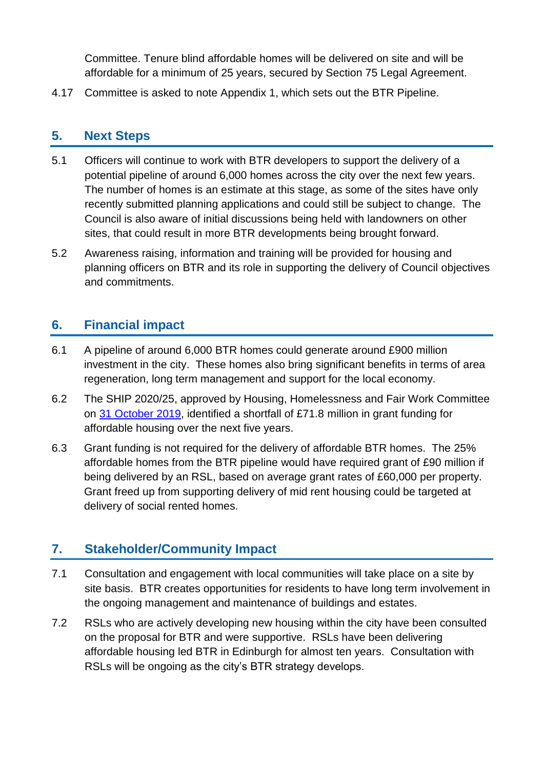Committee. Tenure blind affordable homes will be delivered on site and will be affordable for a minimum of 25 years, secured by Section 75 Legal Agreement.

4.17 Committee is asked to note Appendix 1, which sets out the BTR Pipeline.

## 5. Next Steps

5.1 Officers will continue to work with BTR developers to support the delivery of a potential pipeline of around 6,000 homes across the city over the next few years. The number of homes is an estimate at this stage, as some of the sites have only recently submitted planning applications and could still be subject to change. The Council is also aware of initial discussions being held with landowners on other sites, that could result in more BTR developments being brought forward.

5.2 Awareness raising, information and training will be provided for housing and planning officers on BTR and its role in supporting the delivery of Council objectives and commitments.

## 6. Financial impact

6.1 A pipeline of around 6,000 BTR homes could generate around £900 million investment in the city. These homes also bring significant benefits in terms of area regeneration, long term management and support for the local economy.

6.2 The SHIP 2020/25, approved by Housing, Homelessness and Fair Work Committee on 31 October 2019, identified a shortfall of £71.8 million in grant funding for affordable housing over the next five years.

6.3 Grant funding is not required for the delivery of affordable BTR homes. The 25% affordable homes from the BTR pipeline would have required grant of £90 million if being delivered by an RSL, based on average grant rates of £60,000 per property. Grant freed up from supporting delivery of mid rent housing could be targeted at delivery of social rented homes.

## 7. Stakeholder/Community Impact

7.1 Consultation and engagement with local communities will take place on a site by site basis. BTR creates opportunities for residents to have long term involvement in the ongoing management and maintenance of buildings and estates.

7.2 RSLs who are actively developing new housing within the city have been consulted on the proposal for BTR and were supportive. RSLs have been delivering affordable housing led BTR in Edinburgh for almost ten years. Consultation with RSLs will be ongoing as the city's BTR strategy develops.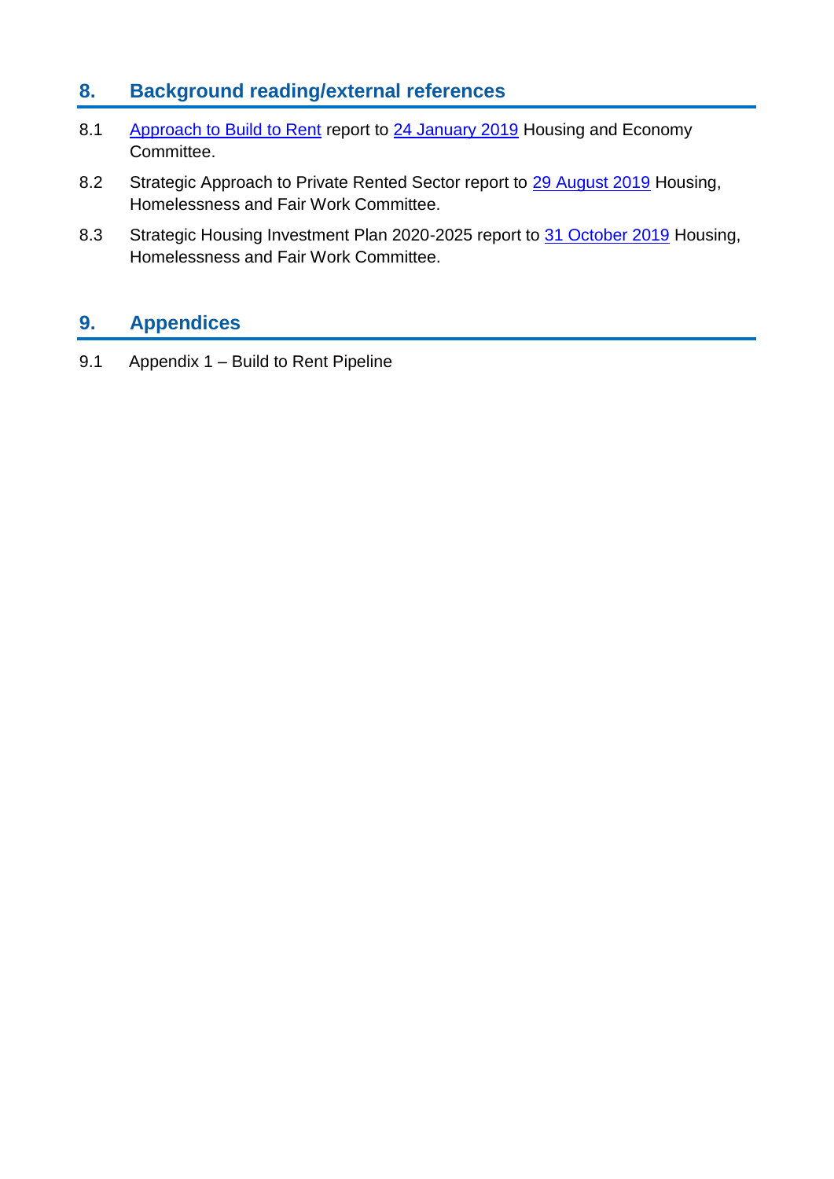## 8. Background reading/external references

8.1 Approach to Build to Rent report to 24 January 2019 Housing and Economy Committee.

8.2 Strategic Approach to Private Rented Sector report to 29 August 2019 Housing, Homelessness and Fair Work Committee.

8.3 Strategic Housing Investment Plan 2020-2025 report to 31 October 2019 Housing, Homelessness and Fair Work Committee.

## 9. Appendices

9.1 Appendix 1 – Build to Rent Pipeline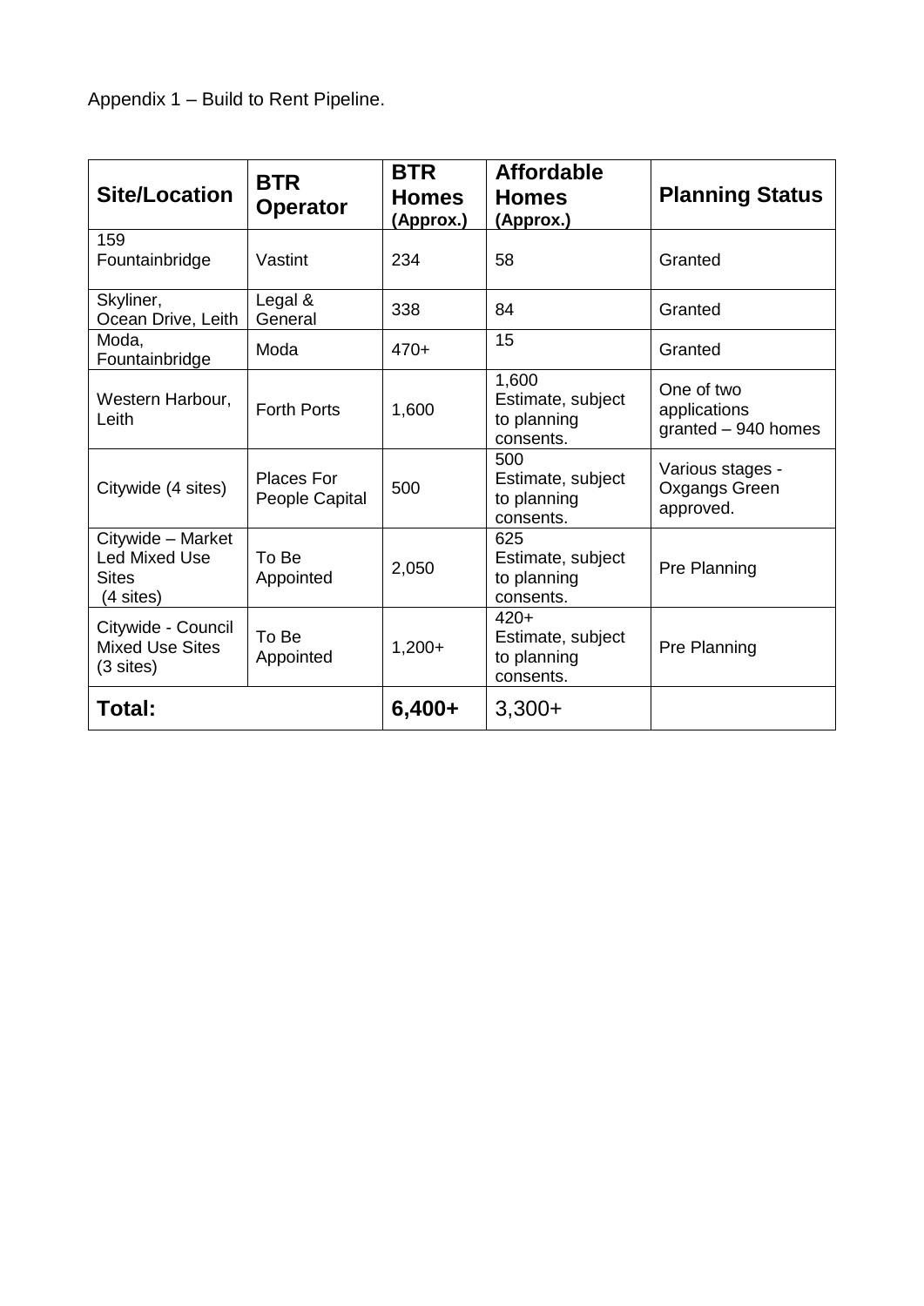Appendix 1 – Build to Rent Pipeline.

| **Site/Location** | **BTR Operator** | **BTR Homes (Approx.)** | **Affordable Homes (Approx.)** | **Planning Status** |
|---|---|---|---|---|
| 159 Fountainbridge | Vastint | 234 | 58 | Granted |
| Skyliner, Ocean Drive, Leith | Legal & General | 338 | 84 | Granted |
| Moda, Fountainbridge | Moda | 470+ | 15 | Granted |
| Western Harbour, Leith | Forth Ports | 1,600 | 1,600 Estimate, subject to planning consents. | One of two applications granted – 940 homes |
| Citywide (4 sites) | Places For People Capital | 500 | 500 Estimate, subject to planning consents. | Various stages - Oxgangs Green approved. |
| Citywide – Market Led Mixed Use Sites (4 sites) | To Be Appointed | 2,050 | 625 Estimate, subject to planning consents. | Pre Planning |
| Citywide - Council Mixed Use Sites (3 sites) | To Be Appointed | 1,200+ | 420+ Estimate, subject to planning consents. | Pre Planning |
| **Total:** | | **6,400+** | 3,300+ | |